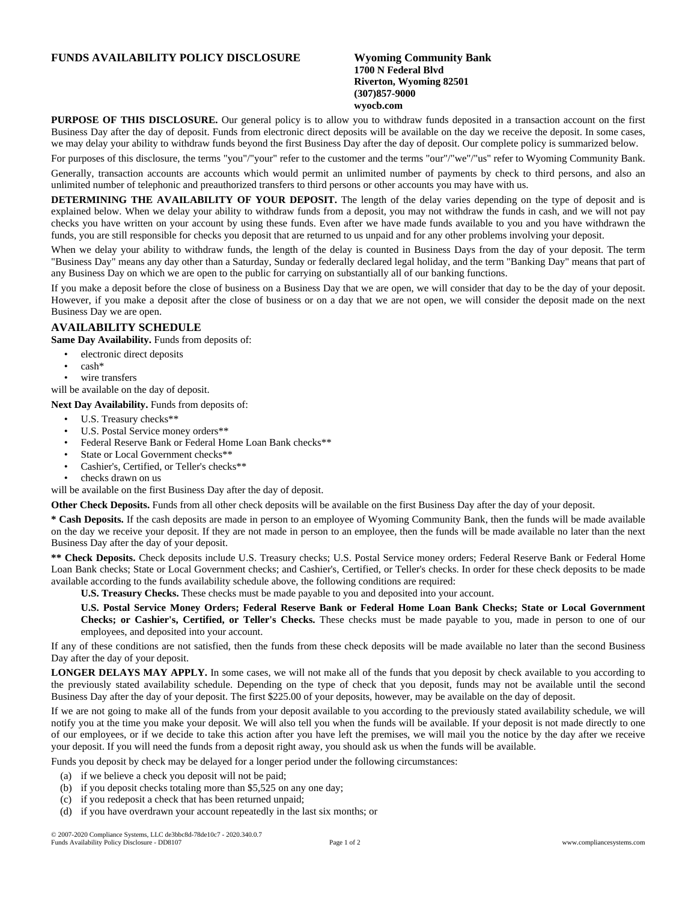**FUNDS AVAILABILITY POLICY DISCLOSURE**

**Wyoming Community Bank**
**1700 N Federal Blvd**
**Riverton, Wyoming 82501**
**(307)857-9000**
**wyocb.com**

**PURPOSE OF THIS DISCLOSURE.** Our general policy is to allow you to withdraw funds deposited in a transaction account on the first Business Day after the day of deposit. Funds from electronic direct deposits will be available on the day we receive the deposit. In some cases, we may delay your ability to withdraw funds beyond the first Business Day after the day of deposit. Our complete policy is summarized below.

For purposes of this disclosure, the terms "you"/"your" refer to the customer and the terms "our"/"we"/"us" refer to Wyoming Community Bank.

Generally, transaction accounts are accounts which would permit an unlimited number of payments by check to third persons, and also an unlimited number of telephonic and preauthorized transfers to third persons or other accounts you may have with us.

**DETERMINING THE AVAILABILITY OF YOUR DEPOSIT.** The length of the delay varies depending on the type of deposit and is explained below. When we delay your ability to withdraw funds from a deposit, you may not withdraw the funds in cash, and we will not pay checks you have written on your account by using these funds. Even after we have made funds available to you and you have withdrawn the funds, you are still responsible for checks you deposit that are returned to us unpaid and for any other problems involving your deposit.

When we delay your ability to withdraw funds, the length of the delay is counted in Business Days from the day of your deposit. The term "Business Day" means any day other than a Saturday, Sunday or federally declared legal holiday, and the term "Banking Day" means that part of any Business Day on which we are open to the public for carrying on substantially all of our banking functions.

If you make a deposit before the close of business on a Business Day that we are open, we will consider that day to be the day of your deposit. However, if you make a deposit after the close of business or on a day that we are not open, we will consider the deposit made on the next Business Day we are open.

## AVAILABILITY SCHEDULE

**Same Day Availability.** Funds from deposits of:

- electronic direct deposits
- cash*
- wire transfers

will be available on the day of deposit.

**Next Day Availability.** Funds from deposits of:

- U.S. Treasury checks**
- U.S. Postal Service money orders**
- Federal Reserve Bank or Federal Home Loan Bank checks**
- State or Local Government checks**
- Cashier's, Certified, or Teller's checks**
- checks drawn on us

will be available on the first Business Day after the day of deposit.

**Other Check Deposits.** Funds from all other check deposits will be available on the first Business Day after the day of your deposit.

**\* Cash Deposits.** If the cash deposits are made in person to an employee of Wyoming Community Bank, then the funds will be made available on the day we receive your deposit. If they are not made in person to an employee, then the funds will be made available no later than the next Business Day after the day of your deposit.

**\*\* Check Deposits.** Check deposits include U.S. Treasury checks; U.S. Postal Service money orders; Federal Reserve Bank or Federal Home Loan Bank checks; State or Local Government checks; and Cashier's, Certified, or Teller's checks. In order for these check deposits to be made available according to the funds availability schedule above, the following conditions are required:

> **U.S. Treasury Checks.** These checks must be made payable to you and deposited into your account.
>
> **U.S. Postal Service Money Orders; Federal Reserve Bank or Federal Home Loan Bank Checks; State or Local Government Checks; or Cashier's, Certified, or Teller's Checks.** These checks must be made payable to you, made in person to one of our employees, and deposited into your account.

If any of these conditions are not satisfied, then the funds from these check deposits will be made available no later than the second Business Day after the day of your deposit.

**LONGER DELAYS MAY APPLY.** In some cases, we will not make all of the funds that you deposit by check available to you according to the previously stated availability schedule. Depending on the type of check that you deposit, funds may not be available until the second Business Day after the day of your deposit. The first $225.00 of your deposits, however, may be available on the day of deposit.

If we are not going to make all of the funds from your deposit available to you according to the previously stated availability schedule, we will notify you at the time you make your deposit. We will also tell you when the funds will be available. If your deposit is not made directly to one of our employees, or if we decide to take this action after you have left the premises, we will mail you the notice by the day after we receive your deposit. If you will need the funds from a deposit right away, you should ask us when the funds will be available.

Funds you deposit by check may be delayed for a longer period under the following circumstances:

(a) if we believe a check you deposit will not be paid;
(b) if you deposit checks totaling more than $5,525 on any one day;
(c) if you redeposit a check that has been returned unpaid;
(d) if you have overdrawn your account repeatedly in the last six months; or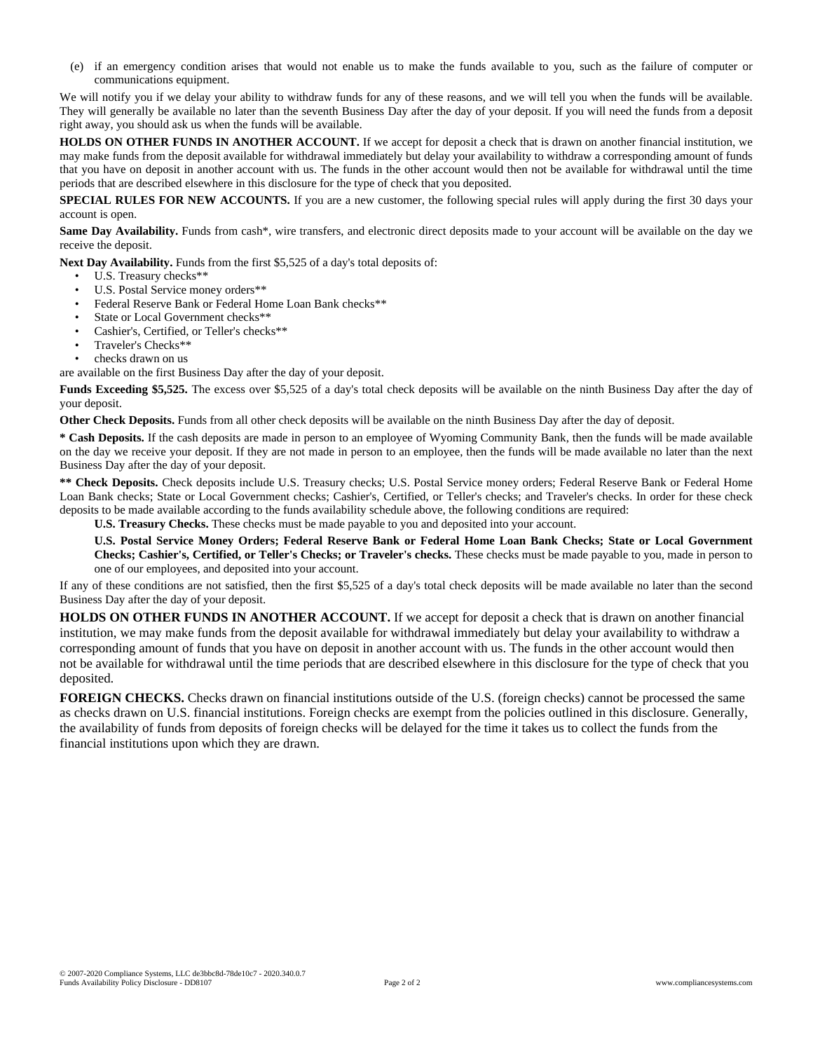(e) if an emergency condition arises that would not enable us to make the funds available to you, such as the failure of computer or communications equipment.

We will notify you if we delay your ability to withdraw funds for any of these reasons, and we will tell you when the funds will be available. They will generally be available no later than the seventh Business Day after the day of your deposit. If you will need the funds from a deposit right away, you should ask us when the funds will be available.

**HOLDS ON OTHER FUNDS IN ANOTHER ACCOUNT.** If we accept for deposit a check that is drawn on another financial institution, we may make funds from the deposit available for withdrawal immediately but delay your availability to withdraw a corresponding amount of funds that you have on deposit in another account with us. The funds in the other account would then not be available for withdrawal until the time periods that are described elsewhere in this disclosure for the type of check that you deposited.

**SPECIAL RULES FOR NEW ACCOUNTS.** If you are a new customer, the following special rules will apply during the first 30 days your account is open.

**Same Day Availability.** Funds from cash*, wire transfers, and electronic direct deposits made to your account will be available on the day we receive the deposit.

**Next Day Availability.** Funds from the first $5,525 of a day's total deposits of:

- U.S. Treasury checks**
- U.S. Postal Service money orders**
- Federal Reserve Bank or Federal Home Loan Bank checks**
- State or Local Government checks**
- Cashier's, Certified, or Teller's checks**
- Traveler's Checks**
- checks drawn on us

are available on the first Business Day after the day of your deposit.

**Funds Exceeding $5,525.** The excess over $5,525 of a day's total check deposits will be available on the ninth Business Day after the day of your deposit.

**Other Check Deposits.** Funds from all other check deposits will be available on the ninth Business Day after the day of deposit.

**\* Cash Deposits.** If the cash deposits are made in person to an employee of Wyoming Community Bank, then the funds will be made available on the day we receive your deposit. If they are not made in person to an employee, then the funds will be made available no later than the next Business Day after the day of your deposit.

**\*\* Check Deposits.** Check deposits include U.S. Treasury checks; U.S. Postal Service money orders; Federal Reserve Bank or Federal Home Loan Bank checks; State or Local Government checks; Cashier's, Certified, or Teller's checks; and Traveler's checks. In order for these check deposits to be made available according to the funds availability schedule above, the following conditions are required:

**U.S. Treasury Checks.** These checks must be made payable to you and deposited into your account.

**U.S. Postal Service Money Orders; Federal Reserve Bank or Federal Home Loan Bank Checks; State or Local Government Checks; Cashier's, Certified, or Teller's Checks; or Traveler's checks.** These checks must be made payable to you, made in person to one of our employees, and deposited into your account.

If any of these conditions are not satisfied, then the first $5,525 of a day's total check deposits will be made available no later than the second Business Day after the day of your deposit.

**HOLDS ON OTHER FUNDS IN ANOTHER ACCOUNT.** If we accept for deposit a check that is drawn on another financial institution, we may make funds from the deposit available for withdrawal immediately but delay your availability to withdraw a corresponding amount of funds that you have on deposit in another account with us. The funds in the other account would then not be available for withdrawal until the time periods that are described elsewhere in this disclosure for the type of check that you deposited.

**FOREIGN CHECKS.** Checks drawn on financial institutions outside of the U.S. (foreign checks) cannot be processed the same as checks drawn on U.S. financial institutions. Foreign checks are exempt from the policies outlined in this disclosure. Generally, the availability of funds from deposits of foreign checks will be delayed for the time it takes us to collect the funds from the financial institutions upon which they are drawn.